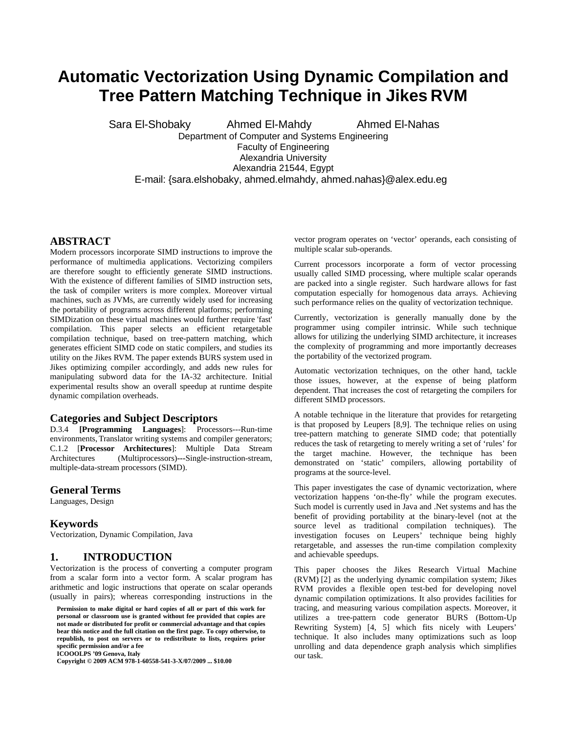# Automatic Vectorization Using Dynamic Compilation and Tree Pattern Matching Technique in Jikes RVM

Sara El-Shobaky  Ahmed El-Mahdy  Ahmed El-Nahas

Department of Computer and Systems Engineering
Faculty of Engineering
Alexandria University
Alexandria 21544, Egypt

E-mail: {sara.elshobaky, ahmed.elmahdy, ahmed.nahas}@alex.edu.eg

## ABSTRACT

Modern processors incorporate SIMD instructions to improve the performance of multimedia applications. Vectorizing compilers are therefore sought to efficiently generate SIMD instructions. With the existence of different families of SIMD instruction sets, the task of compiler writers is more complex. Moreover virtual machines, such as JVMs, are currently widely used for increasing the portability of programs across different platforms; performing SIMDization on these virtual machines would further require 'fast' compilation. This paper selects an efficient retargetable compilation technique, based on tree-pattern matching, which generates efficient SIMD code on static compilers, and studies its utility on the Jikes RVM. The paper extends BURS system used in Jikes optimizing compiler accordingly, and adds new rules for manipulating subword data for the IA-32 architecture. Initial experimental results show an overall speedup at runtime despite dynamic compilation overheads.

## Categories and Subject Descriptors

D.3.4 [**Programming Languages**]: Processors---Run-time environments, Translator writing systems and compiler generators; C.1.2 [**Processor Architectures**]: Multiple Data Stream Architectures (Multiprocessors)---Single-instruction-stream, multiple-data-stream processors (SIMD).

## General Terms

Languages, Design

## Keywords

Vectorization, Dynamic Compilation, Java

## 1. INTRODUCTION

Vectorization is the process of converting a computer program from a scalar form into a vector form. A scalar program has arithmetic and logic instructions that operate on scalar operands (usually in pairs); whereas corresponding instructions in the vector program operates on 'vector' operands, each consisting of multiple scalar sub-operands.

Current processors incorporate a form of vector processing usually called SIMD processing, where multiple scalar operands are packed into a single register. Such hardware allows for fast computation especially for homogenous data arrays. Achieving such performance relies on the quality of vectorization technique.

Currently, vectorization is generally manually done by the programmer using compiler intrinsic. While such technique allows for utilizing the underlying SIMD architecture, it increases the complexity of programming and more importantly decreases the portability of the vectorized program.

Automatic vectorization techniques, on the other hand, tackle those issues, however, at the expense of being platform dependent. That increases the cost of retargeting the compilers for different SIMD processors.

A notable technique in the literature that provides for retargeting is that proposed by Leupers [8,9]. The technique relies on using tree-pattern matching to generate SIMD code; that potentially reduces the task of retargeting to merely writing a set of 'rules' for the target machine. However, the technique has been demonstrated on 'static' compilers, allowing portability of programs at the source-level.

This paper investigates the case of dynamic vectorization, where vectorization happens 'on-the-fly' while the program executes. Such model is currently used in Java and .Net systems and has the benefit of providing portability at the binary-level (not at the source level as traditional compilation techniques). The investigation focuses on Leupers' technique being highly retargetable, and assesses the run-time compilation complexity and achievable speedups.

This paper chooses the Jikes Research Virtual Machine (RVM) [2] as the underlying dynamic compilation system; Jikes RVM provides a flexible open test-bed for developing novel dynamic compilation optimizations. It also provides facilities for tracing, and measuring various compilation aspects. Moreover, it utilizes a tree-pattern code generator BURS (Bottom-Up Rewriting System) [4, 5] which fits nicely with Leupers' technique. It also includes many optimizations such as loop unrolling and data dependence graph analysis which simplifies our task.

**Permission to make digital or hard copies of all or part of this work for personal or classroom use is granted without fee provided that copies are not made or distributed for profit or commercial advantage and that copies bear this notice and the full citation on the first page. To copy otherwise, to republish, to post on servers or to redistribute to lists, requires prior specific permission and/or a fee**
**ICOOOLPS '09 Genova, Italy**
**Copyright © 2009 ACM 978-1-60558-541-3-X/07/2009 ... $10.00**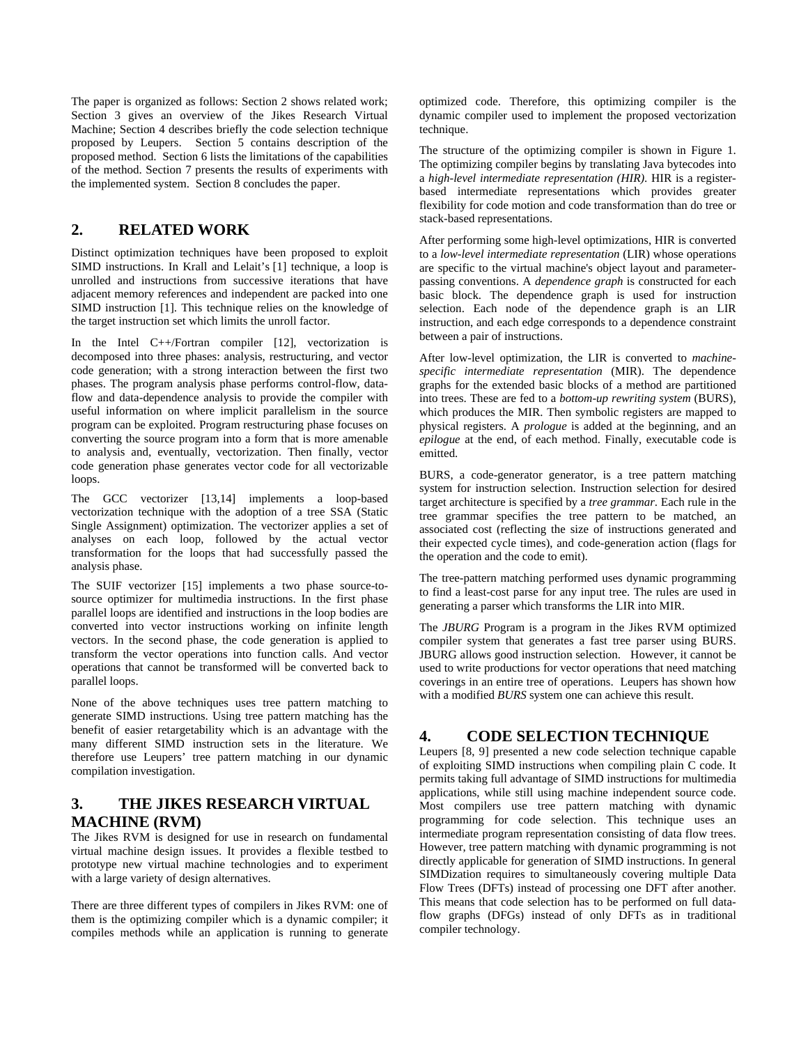The paper is organized as follows: Section 2 shows related work; Section 3 gives an overview of the Jikes Research Virtual Machine; Section 4 describes briefly the code selection technique proposed by Leupers. Section 5 contains description of the proposed method. Section 6 lists the limitations of the capabilities of the method. Section 7 presents the results of experiments with the implemented system. Section 8 concludes the paper.

## 2. RELATED WORK

Distinct optimization techniques have been proposed to exploit SIMD instructions. In Krall and Lelait's [1] technique, a loop is unrolled and instructions from successive iterations that have adjacent memory references and independent are packed into one SIMD instruction [1]. This technique relies on the knowledge of the target instruction set which limits the unroll factor.

In the Intel C++/Fortran compiler [12], vectorization is decomposed into three phases: analysis, restructuring, and vector code generation; with a strong interaction between the first two phases. The program analysis phase performs control-flow, data-flow and data-dependence analysis to provide the compiler with useful information on where implicit parallelism in the source program can be exploited. Program restructuring phase focuses on converting the source program into a form that is more amenable to analysis and, eventually, vectorization. Then finally, vector code generation phase generates vector code for all vectorizable loops.

The GCC vectorizer [13,14] implements a loop-based vectorization technique with the adoption of a tree SSA (Static Single Assignment) optimization. The vectorizer applies a set of analyses on each loop, followed by the actual vector transformation for the loops that had successfully passed the analysis phase.

The SUIF vectorizer [15] implements a two phase source-to-source optimizer for multimedia instructions. In the first phase parallel loops are identified and instructions in the loop bodies are converted into vector instructions working on infinite length vectors. In the second phase, the code generation is applied to transform the vector operations into function calls. And vector operations that cannot be transformed will be converted back to parallel loops.

None of the above techniques uses tree pattern matching to generate SIMD instructions. Using tree pattern matching has the benefit of easier retargetability which is an advantage with the many different SIMD instruction sets in the literature. We therefore use Leupers' tree pattern matching in our dynamic compilation investigation.

## 3. THE JIKES RESEARCH VIRTUAL MACHINE (RVM)

The Jikes RVM is designed for use in research on fundamental virtual machine design issues. It provides a flexible testbed to prototype new virtual machine technologies and to experiment with a large variety of design alternatives.

There are three different types of compilers in Jikes RVM: one of them is the optimizing compiler which is a dynamic compiler; it compiles methods while an application is running to generate optimized code. Therefore, this optimizing compiler is the dynamic compiler used to implement the proposed vectorization technique.

The structure of the optimizing compiler is shown in Figure 1. The optimizing compiler begins by translating Java bytecodes into a *high-level intermediate representation (HIR).* HIR is a register-based intermediate representations which provides greater flexibility for code motion and code transformation than do tree or stack-based representations.

After performing some high-level optimizations, HIR is converted to a *low-level intermediate representation* (LIR) whose operations are specific to the virtual machine's object layout and parameter-passing conventions. A *dependence graph* is constructed for each basic block. The dependence graph is used for instruction selection. Each node of the dependence graph is an LIR instruction, and each edge corresponds to a dependence constraint between a pair of instructions.

After low-level optimization, the LIR is converted to *machine-specific intermediate representation* (MIR). The dependence graphs for the extended basic blocks of a method are partitioned into trees. These are fed to a *bottom-up rewriting system* (BURS), which produces the MIR. Then symbolic registers are mapped to physical registers. A *prologue* is added at the beginning, and an *epilogue* at the end, of each method. Finally, executable code is emitted.

BURS, a code-generator generator, is a tree pattern matching system for instruction selection. Instruction selection for desired target architecture is specified by a *tree grammar*. Each rule in the tree grammar specifies the tree pattern to be matched, an associated cost (reflecting the size of instructions generated and their expected cycle times), and code-generation action (flags for the operation and the code to emit).

The tree-pattern matching performed uses dynamic programming to find a least-cost parse for any input tree. The rules are used in generating a parser which transforms the LIR into MIR.

The *JBURG* Program is a program in the Jikes RVM optimized compiler system that generates a fast tree parser using BURS. JBURG allows good instruction selection. However, it cannot be used to write productions for vector operations that need matching coverings in an entire tree of operations. Leupers has shown how with a modified *BURS* system one can achieve this result.

## 4. CODE SELECTION TECHNIQUE

Leupers [8, 9] presented a new code selection technique capable of exploiting SIMD instructions when compiling plain C code. It permits taking full advantage of SIMD instructions for multimedia applications, while still using machine independent source code. Most compilers use tree pattern matching with dynamic programming for code selection. This technique uses an intermediate program representation consisting of data flow trees. However, tree pattern matching with dynamic programming is not directly applicable for generation of SIMD instructions. In general SIMDization requires to simultaneously covering multiple Data Flow Trees (DFTs) instead of processing one DFT after another. This means that code selection has to be performed on full data-flow graphs (DFGs) instead of only DFTs as in traditional compiler technology.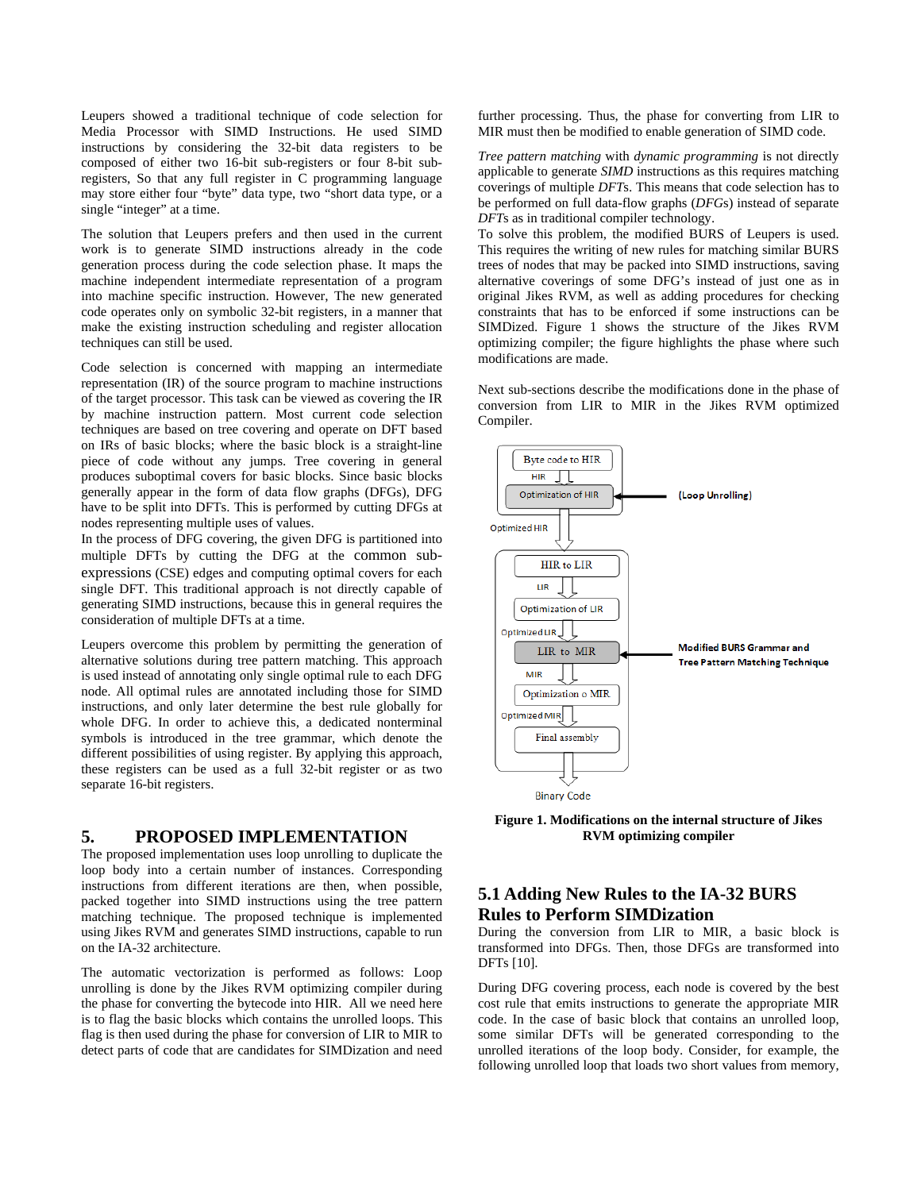Leupers showed a traditional technique of code selection for Media Processor with SIMD Instructions. He used SIMD instructions by considering the 32-bit data registers to be composed of either two 16-bit sub-registers or four 8-bit sub-registers, So that any full register in C programming language may store either four "byte" data type, two "short data type, or a single "integer" at a time.

The solution that Leupers prefers and then used in the current work is to generate SIMD instructions already in the code generation process during the code selection phase. It maps the machine independent intermediate representation of a program into machine specific instruction. However, The new generated code operates only on symbolic 32-bit registers, in a manner that make the existing instruction scheduling and register allocation techniques can still be used.

Code selection is concerned with mapping an intermediate representation (IR) of the source program to machine instructions of the target processor. This task can be viewed as covering the IR by machine instruction pattern. Most current code selection techniques are based on tree covering and operate on DFT based on IRs of basic blocks; where the basic block is a straight-line piece of code without any jumps. Tree covering in general produces suboptimal covers for basic blocks. Since basic blocks generally appear in the form of data flow graphs (DFGs), DFG have to be split into DFTs. This is performed by cutting DFGs at nodes representing multiple uses of values.
In the process of DFG covering, the given DFG is partitioned into multiple DFTs by cutting the DFG at the common sub-expressions (CSE) edges and computing optimal covers for each single DFT. This traditional approach is not directly capable of generating SIMD instructions, because this in general requires the consideration of multiple DFTs at a time.

Leupers overcome this problem by permitting the generation of alternative solutions during tree pattern matching. This approach is used instead of annotating only single optimal rule to each DFG node. All optimal rules are annotated including those for SIMD instructions, and only later determine the best rule globally for whole DFG. In order to achieve this, a dedicated nonterminal symbols is introduced in the tree grammar, which denote the different possibilities of using register. By applying this approach, these registers can be used as a full 32-bit register or as two separate 16-bit registers.

# 5. PROPOSED IMPLEMENTATION

The proposed implementation uses loop unrolling to duplicate the loop body into a certain number of instances. Corresponding instructions from different iterations are then, when possible, packed together into SIMD instructions using the tree pattern matching technique. The proposed technique is implemented using Jikes RVM and generates SIMD instructions, capable to run on the IA-32 architecture.

The automatic vectorization is performed as follows: Loop unrolling is done by the Jikes RVM optimizing compiler during the phase for converting the bytecode into HIR. All we need here is to flag the basic blocks which contains the unrolled loops. This flag is then used during the phase for conversion of LIR to MIR to detect parts of code that are candidates for SIMDization and need further processing. Thus, the phase for converting from LIR to MIR must then be modified to enable generation of SIMD code.

*Tree pattern matching* with *dynamic programming* is not directly applicable to generate *SIMD* instructions as this requires matching coverings of multiple *DFTs*. This means that code selection has to be performed on full data-flow graphs (*DFGs*) instead of separate *DFTs* as in traditional compiler technology.
To solve this problem, the modified BURS of Leupers is used. This requires the writing of new rules for matching similar BURS trees of nodes that may be packed into SIMD instructions, saving alternative coverings of some DFG's instead of just one as in original Jikes RVM, as well as adding procedures for checking constraints that has to be enforced if some instructions can be SIMDized. Figure 1 shows the structure of the Jikes RVM optimizing compiler; the figure highlights the phase where such modifications are made.

Next sub-sections describe the modifications done in the phase of conversion from LIR to MIR in the Jikes RVM optimized Compiler.

Byte code to HIR
HIR
Optimization of HIR
(Loop Unrolling)
Optimized HIR
HIR to LIR
LIR
Optimization of LIR
Optimized LIR
LIR to MIR
Modified BURS Grammar and Tree Pattern Matching Technique
MIR
Optimization o MIR
Optimized MIR
Final assembly
Binary Code

**Figure 1. Modifications on the internal structure of Jikes RVM optimizing compiler**

## 5.1 Adding New Rules to the IA-32 BURS Rules to Perform SIMDization

During the conversion from LIR to MIR, a basic block is transformed into DFGs. Then, those DFGs are transformed into DFTs [10].

During DFG covering process, each node is covered by the best cost rule that emits instructions to generate the appropriate MIR code. In the case of basic block that contains an unrolled loop, some similar DFTs will be generated corresponding to the unrolled iterations of the loop body. Consider, for example, the following unrolled loop that loads two short values from memory,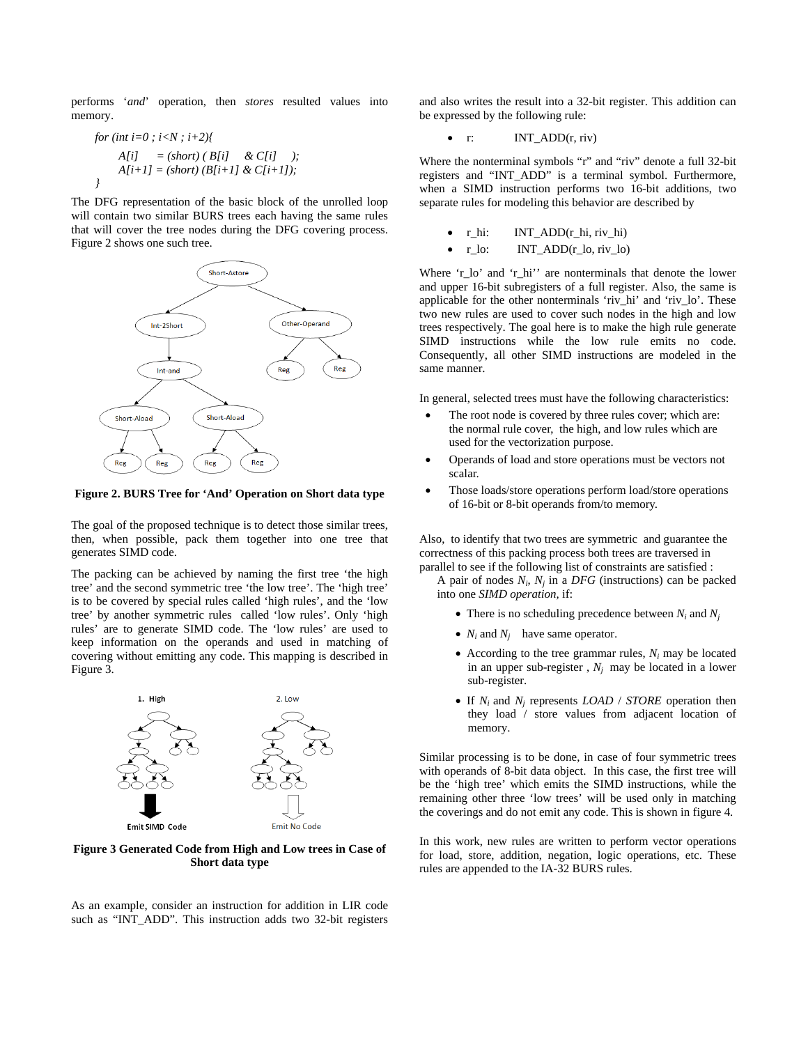performs '*and*' operation, then *stores* resulted values into memory.

```
for (int i=0 ; i<N ; i+2){
      A[i]     = (short) ( B[i]     & C[i]     );
      A[i+1] = (short) (B[i+1] & C[i+1]);
}
```

The DFG representation of the basic block of the unrolled loop will contain two similar BURS trees each having the same rules that will cover the tree nodes during the DFG covering process. Figure 2 shows one such tree.

**Figure 2. BURS Tree for 'And' Operation on Short data type**

The goal of the proposed technique is to detect those similar trees, then, when possible, pack them together into one tree that generates SIMD code.

The packing can be achieved by naming the first tree 'the high tree' and the second symmetric tree 'the low tree'. The 'high tree' is to be covered by special rules called 'high rules', and the 'low tree' by another symmetric rules called 'low rules'. Only 'high rules' are to generate SIMD code. The 'low rules' are used to keep information on the operands and used in matching of covering without emitting any code. This mapping is described in Figure 3.

**Figure 3 Generated Code from High and Low trees in Case of Short data type**

As an example, consider an instruction for addition in LIR code such as "INT_ADD". This instruction adds two 32-bit registers and also writes the result into a 32-bit register. This addition can be expressed by the following rule:

- r:        INT_ADD(r, riv)

Where the nonterminal symbols "r" and "riv" denote a full 32-bit registers and "INT_ADD" is a terminal symbol. Furthermore, when a SIMD instruction performs two 16-bit additions, two separate rules for modeling this behavior are described by

- r_hi:      INT_ADD(r_hi, riv_hi)
- r_lo:      INT_ADD(r_lo, riv_lo)

Where 'r_lo' and 'r_hi'' are nonterminals that denote the lower and upper 16-bit subregisters of a full register. Also, the same is applicable for the other nonterminals 'riv_hi' and 'riv_lo'. These two new rules are used to cover such nodes in the high and low trees respectively. The goal here is to make the high rule generate SIMD instructions while the low rule emits no code. Consequently, all other SIMD instructions are modeled in the same manner.

In general, selected trees must have the following characteristics:

- The root node is covered by three rules cover; which are: the normal rule cover, the high, and low rules which are used for the vectorization purpose.
- Operands of load and store operations must be vectors not scalar.
- Those loads/store operations perform load/store operations of 16-bit or 8-bit operands from/to memory.

Also, to identify that two trees are symmetric and guarantee the correctness of this packing process both trees are traversed in parallel to see if the following list of constraints are satisfied :

A pair of nodes $N_i$, $N_j$ in a *DFG* (instructions) can be packed into one *SIMD operation,* if:

- There is no scheduling precedence between $N_i$ and $N_j$
- $N_i$ and $N_j$ have same operator.
- According to the tree grammar rules, $N_i$ may be located in an upper sub-register , $N_j$ may be located in a lower sub-register.
- If $N_i$ and $N_j$ represents *LOAD* / *STORE* operation then they load / store values from adjacent location of memory.

Similar processing is to be done, in case of four symmetric trees with operands of 8-bit data object. In this case, the first tree will be the 'high tree' which emits the SIMD instructions, while the remaining other three 'low trees' will be used only in matching the coverings and do not emit any code. This is shown in figure 4.

In this work, new rules are written to perform vector operations for load, store, addition, negation, logic operations, etc. These rules are appended to the IA-32 BURS rules.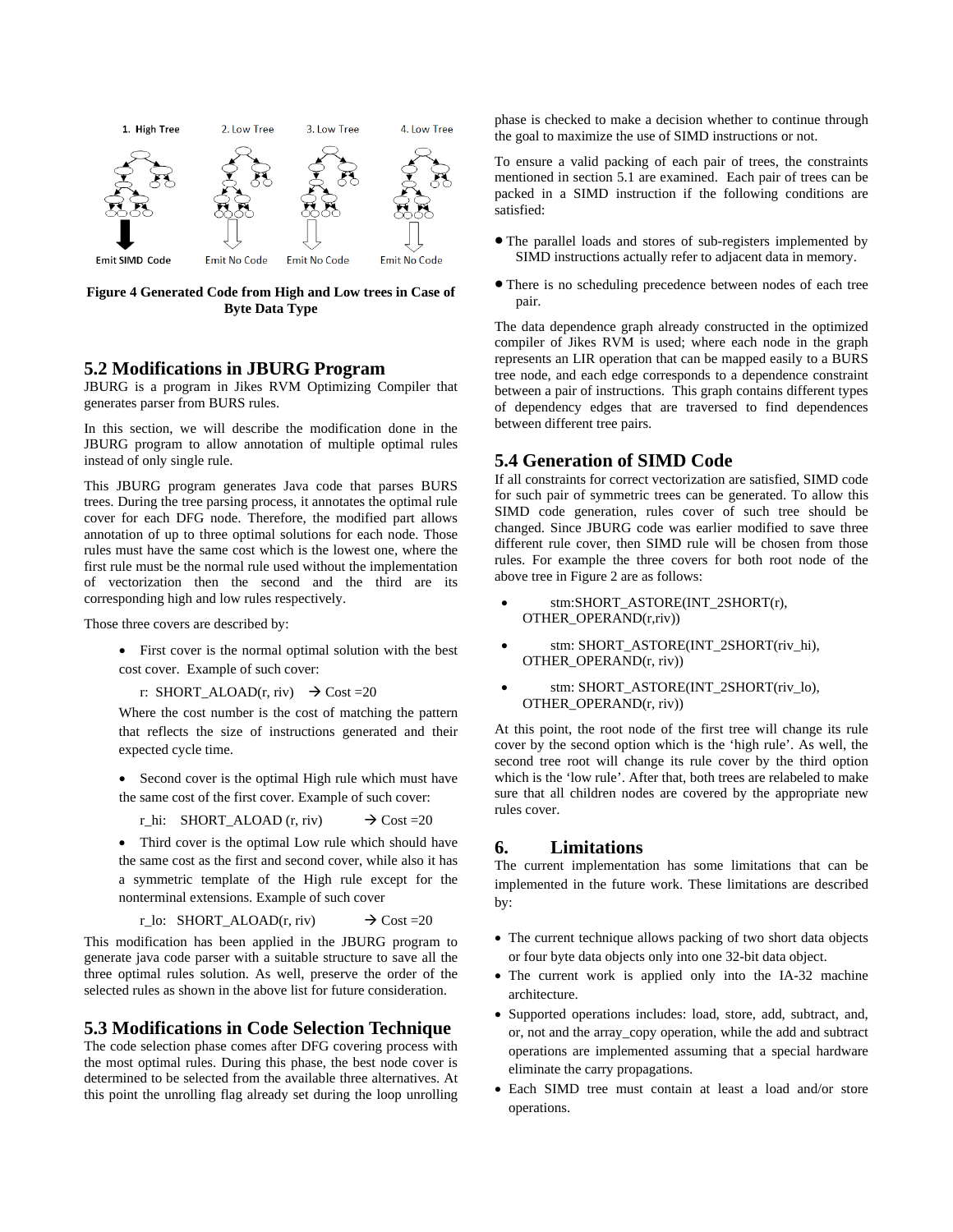Figure 4 Generated Code from High and Low trees in Case of Byte Data Type

## 5.2 Modifications in JBURG Program

JBURG is a program in Jikes RVM Optimizing Compiler that generates parser from BURS rules.

In this section, we will describe the modification done in the JBURG program to allow annotation of multiple optimal rules instead of only single rule.

This JBURG program generates Java code that parses BURS trees. During the tree parsing process, it annotates the optimal rule cover for each DFG node. Therefore, the modified part allows annotation of up to three optimal solutions for each node. Those rules must have the same cost which is the lowest one, where the first rule must be the normal rule used without the implementation of vectorization then the second and the third are its corresponding high and low rules respectively.

Those three covers are described by:

- First cover is the normal optimal solution with the best cost cover. Example of such cover:

  r: SHORT_ALOAD(r, riv) → Cost =20

  Where the cost number is the cost of matching the pattern that reflects the size of instructions generated and their expected cycle time.

- Second cover is the optimal High rule which must have the same cost of the first cover. Example of such cover:

  r_hi: SHORT_ALOAD (r, riv) → Cost =20

- Third cover is the optimal Low rule which should have the same cost as the first and second cover, while also it has a symmetric template of the High rule except for the nonterminal extensions. Example of such cover

  r_lo: SHORT_ALOAD(r, riv) → Cost =20

This modification has been applied in the JBURG program to generate java code parser with a suitable structure to save all the three optimal rules solution. As well, preserve the order of the selected rules as shown in the above list for future consideration.

## 5.3 Modifications in Code Selection Technique

The code selection phase comes after DFG covering process with the most optimal rules. During this phase, the best node cover is determined to be selected from the available three alternatives. At this point the unrolling flag already set during the loop unrolling phase is checked to make a decision whether to continue through the goal to maximize the use of SIMD instructions or not.

To ensure a valid packing of each pair of trees, the constraints mentioned in section 5.1 are examined. Each pair of trees can be packed in a SIMD instruction if the following conditions are satisfied:

- The parallel loads and stores of sub-registers implemented by SIMD instructions actually refer to adjacent data in memory.
- There is no scheduling precedence between nodes of each tree pair.

The data dependence graph already constructed in the optimized compiler of Jikes RVM is used; where each node in the graph represents an LIR operation that can be mapped easily to a BURS tree node, and each edge corresponds to a dependence constraint between a pair of instructions. This graph contains different types of dependency edges that are traversed to find dependences between different tree pairs.

## 5.4 Generation of SIMD Code

If all constraints for correct vectorization are satisfied, SIMD code for such pair of symmetric trees can be generated. To allow this SIMD code generation, rules cover of such tree should be changed. Since JBURG code was earlier modified to save three different rule cover, then SIMD rule will be chosen from those rules. For example the three covers for both root node of the above tree in Figure 2 are as follows:

- stm:SHORT_ASTORE(INT_2SHORT(r), OTHER_OPERAND(r,riv))
- stm: SHORT_ASTORE(INT_2SHORT(riv_hi), OTHER_OPERAND(r, riv))
- stm: SHORT_ASTORE(INT_2SHORT(riv_lo), OTHER_OPERAND(r, riv))

At this point, the root node of the first tree will change its rule cover by the second option which is the 'high rule'. As well, the second tree root will change its rule cover by the third option which is the 'low rule'. After that, both trees are relabeled to make sure that all children nodes are covered by the appropriate new rules cover.

## 6. Limitations

The current implementation has some limitations that can be implemented in the future work. These limitations are described by:

- The current technique allows packing of two short data objects or four byte data objects only into one 32-bit data object.
- The current work is applied only into the IA-32 machine architecture.
- Supported operations includes: load, store, add, subtract, and, or, not and the array_copy operation, while the add and subtract operations are implemented assuming that a special hardware eliminate the carry propagations.
- Each SIMD tree must contain at least a load and/or store operations.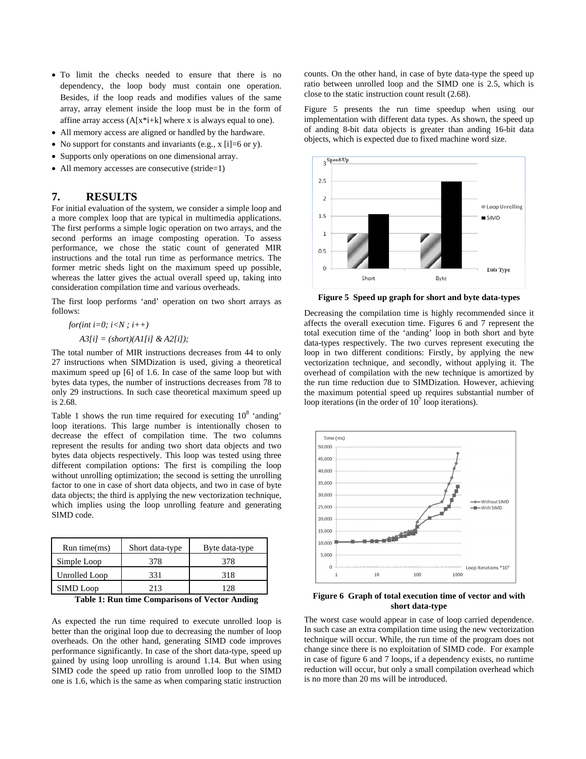- To limit the checks needed to ensure that there is no dependency, the loop body must contain one operation. Besides, if the loop reads and modifies values of the same array, array element inside the loop must be in the form of affine array access (A[x*i+k] where x is always equal to one).
- All memory access are aligned or handled by the hardware.
- No support for constants and invariants (e.g., x [i]=6 or y).
- Supports only operations on one dimensional array.
- All memory accesses are consecutive (stride=1)

## 7. RESULTS

For initial evaluation of the system, we consider a simple loop and a more complex loop that are typical in multimedia applications. The first performs a simple logic operation on two arrays, and the second performs an image composting operation. To assess performance, we chose the static count of generated MIR instructions and the total run time as performance metrics. The former metric sheds light on the maximum speed up possible, whereas the latter gives the actual overall speed up, taking into consideration compilation time and various overheads.

The first loop performs 'and' operation on two short arrays as follows:

```
for(int i=0; i<N ; i++)
    A3[i] = (short)(A1[i] & A2[i]);
```

The total number of MIR instructions decreases from 44 to only 27 instructions when SIMDization is used, giving a theoretical maximum speed up [6] of 1.6. In case of the same loop but with bytes data types, the number of instructions decreases from 78 to only 29 instructions. In such case theoretical maximum speed up is 2.68.

Table 1 shows the run time required for executing $10^8$ 'anding' loop iterations. This large number is intentionally chosen to decrease the effect of compilation time. The two columns represent the results for anding two short data objects and two bytes data objects respectively. This loop was tested using three different compilation options: The first is compiling the loop without unrolling optimization; the second is setting the unrolling factor to one in case of short data objects, and two in case of byte data objects; the third is applying the new vectorization technique, which implies using the loop unrolling feature and generating SIMD code.

| Run time(ms) | Short data-type | Byte data-type |
|---|---|---|
| Simple Loop | 378 | 378 |
| Unrolled Loop | 331 | 318 |
| SIMD Loop | 213 | 128 |

**Table 1: Run time Comparisons of Vector Anding**

As expected the run time required to execute unrolled loop is better than the original loop due to decreasing the number of loop overheads. On the other hand, generating SIMD code improves performance significantly. In case of the short data-type, speed up gained by using loop unrolling is around 1.14. But when using SIMD code the speed up ratio from unrolled loop to the SIMD one is 1.6, which is the same as when comparing static instruction counts. On the other hand, in case of byte data-type the speed up ratio between unrolled loop and the SIMD one is 2.5, which is close to the static instruction count result (2.68).

Figure 5 presents the run time speedup when using our implementation with different data types. As shown, the speed up of anding 8-bit data objects is greater than anding 16-bit data objects, which is expected due to fixed machine word size.

**Figure 5 Speed up graph for short and byte data-types**

Decreasing the compilation time is highly recommended since it affects the overall execution time. Figures 6 and 7 represent the total execution time of the 'anding' loop in both short and byte data-types respectively. The two curves represent executing the loop in two different conditions: Firstly, by applying the new vectorization technique, and secondly, without applying it. The overhead of compilation with the new technique is amortized by the run time reduction due to SIMDization. However, achieving the maximum potential speed up requires substantial number of loop iterations (in the order of $10^7$ loop iterations).

**Figure 6 Graph of total execution time of vector and with short data-type**

The worst case would appear in case of loop carried dependence. In such case an extra compilation time using the new vectorization technique will occur. While, the run time of the program does not change since there is no exploitation of SIMD code. For example in case of figure 6 and 7 loops, if a dependency exists, no runtime reduction will occur, but only a small compilation overhead which is no more than 20 ms will be introduced.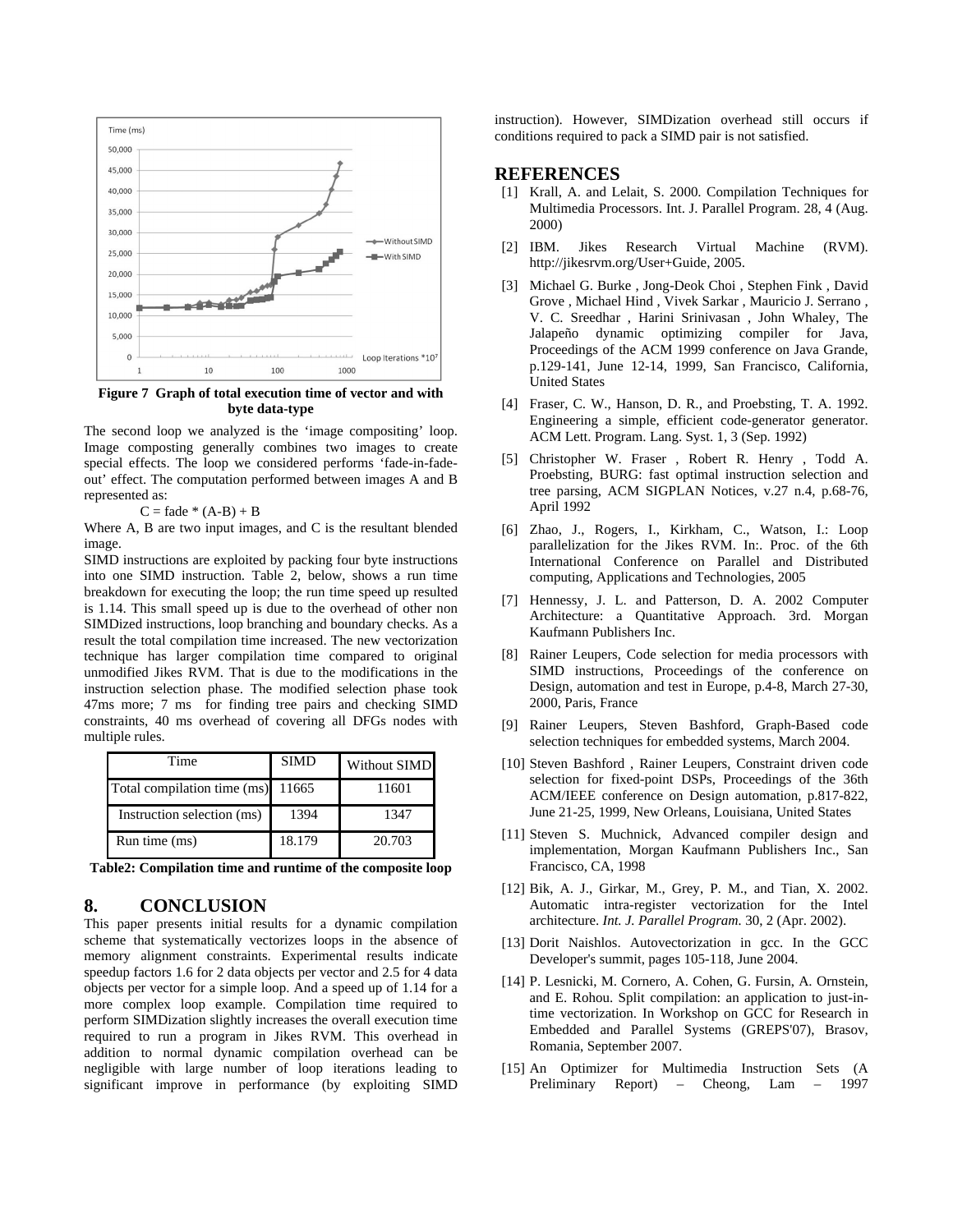Time (ms)

50,000
45,000
40,000
35,000
30,000
25,000
20,000
15,000
10,000
5,000
0

1 10 100 1000

Loop Iterations $*10^7$

Without SIMD
With SIMD

**Figure 7 Graph of total execution time of vector and with byte data-type**

The second loop we analyzed is the 'image compositing' loop. Image composting generally combines two images to create special effects. The loop we considered performs 'fade-in-fade-out' effect. The computation performed between images A and B represented as:

$$C = fade * (A-B) + B$$

Where A, B are two input images, and C is the resultant blended image.

SIMD instructions are exploited by packing four byte instructions into one SIMD instruction. Table 2, below, shows a run time breakdown for executing the loop; the run time speed up resulted is 1.14. This small speed up is due to the overhead of other non SIMDized instructions, loop branching and boundary checks. As a result the total compilation time increased. The new vectorization technique has larger compilation time compared to original unmodified Jikes RVM. That is due to the modifications in the instruction selection phase. The modified selection phase took 47ms more; 7 ms for finding tree pairs and checking SIMD constraints, 40 ms overhead of covering all DFGs nodes with multiple rules.

| Time | SIMD | Without SIMD |
|---|---|---|
| Total compilation time (ms) | 11665 | 11601 |
| Instruction selection (ms) | 1394 | 1347 |
| Run time (ms) | 18.179 | 20.703 |

**Table2: Compilation time and runtime of the composite loop**

## 8. CONCLUSION

This paper presents initial results for a dynamic compilation scheme that systematically vectorizes loops in the absence of memory alignment constraints. Experimental results indicate speedup factors 1.6 for 2 data objects per vector and 2.5 for 4 data objects per vector for a simple loop. And a speed up of 1.14 for a more complex loop example. Compilation time required to perform SIMDization slightly increases the overall execution time required to run a program in Jikes RVM. This overhead in addition to normal dynamic compilation overhead can be negligible with large number of loop iterations leading to significant improve in performance (by exploiting SIMD instruction). However, SIMDization overhead still occurs if conditions required to pack a SIMD pair is not satisfied.

## REFERENCES

[1] Krall, A. and Lelait, S. 2000. Compilation Techniques for Multimedia Processors. Int. J. Parallel Program. 28, 4 (Aug. 2000)

[2] IBM. Jikes Research Virtual Machine (RVM). http://jikesrvm.org/User+Guide, 2005.

[3] Michael G. Burke , Jong-Deok Choi , Stephen Fink , David Grove , Michael Hind , Vivek Sarkar , Mauricio J. Serrano , V. C. Sreedhar , Harini Srinivasan , John Whaley, The Jalapeño dynamic optimizing compiler for Java, Proceedings of the ACM 1999 conference on Java Grande, p.129-141, June 12-14, 1999, San Francisco, California, United States

[4] Fraser, C. W., Hanson, D. R., and Proebsting, T. A. 1992. Engineering a simple, efficient code-generator generator. ACM Lett. Program. Lang. Syst. 1, 3 (Sep. 1992)

[5] Christopher W. Fraser , Robert R. Henry , Todd A. Proebsting, BURG: fast optimal instruction selection and tree parsing, ACM SIGPLAN Notices, v.27 n.4, p.68-76, April 1992

[6] Zhao, J., Rogers, I., Kirkham, C., Watson, I.: Loop parallelization for the Jikes RVM. In:. Proc. of the 6th International Conference on Parallel and Distributed computing, Applications and Technologies, 2005

[7] Hennessy, J. L. and Patterson, D. A. 2002 Computer Architecture: a Quantitative Approach. 3rd. Morgan Kaufmann Publishers Inc.

[8] Rainer Leupers, Code selection for media processors with SIMD instructions, Proceedings of the conference on Design, automation and test in Europe, p.4-8, March 27-30, 2000, Paris, France

[9] Rainer Leupers, Steven Bashford, Graph-Based code selection techniques for embedded systems, March 2004.

[10] Steven Bashford , Rainer Leupers, Constraint driven code selection for fixed-point DSPs, Proceedings of the 36th ACM/IEEE conference on Design automation, p.817-822, June 21-25, 1999, New Orleans, Louisiana, United States

[11] Steven S. Muchnick, Advanced compiler design and implementation, Morgan Kaufmann Publishers Inc., San Francisco, CA, 1998

[12] Bik, A. J., Girkar, M., Grey, P. M., and Tian, X. 2002. Automatic intra-register vectorization for the Intel architecture. *Int. J. Parallel Program.* 30, 2 (Apr. 2002).

[13] Dorit Naishlos. Autovectorization in gcc. In the GCC Developer's summit, pages 105-118, June 2004.

[14] P. Lesnicki, M. Cornero, A. Cohen, G. Fursin, A. Ornstein, and E. Rohou. Split compilation: an application to just-in-time vectorization. In Workshop on GCC for Research in Embedded and Parallel Systems (GREPS'07), Brasov, Romania, September 2007.

[15] An Optimizer for Multimedia Instruction Sets (A Preliminary Report) – Cheong, Lam – 1997